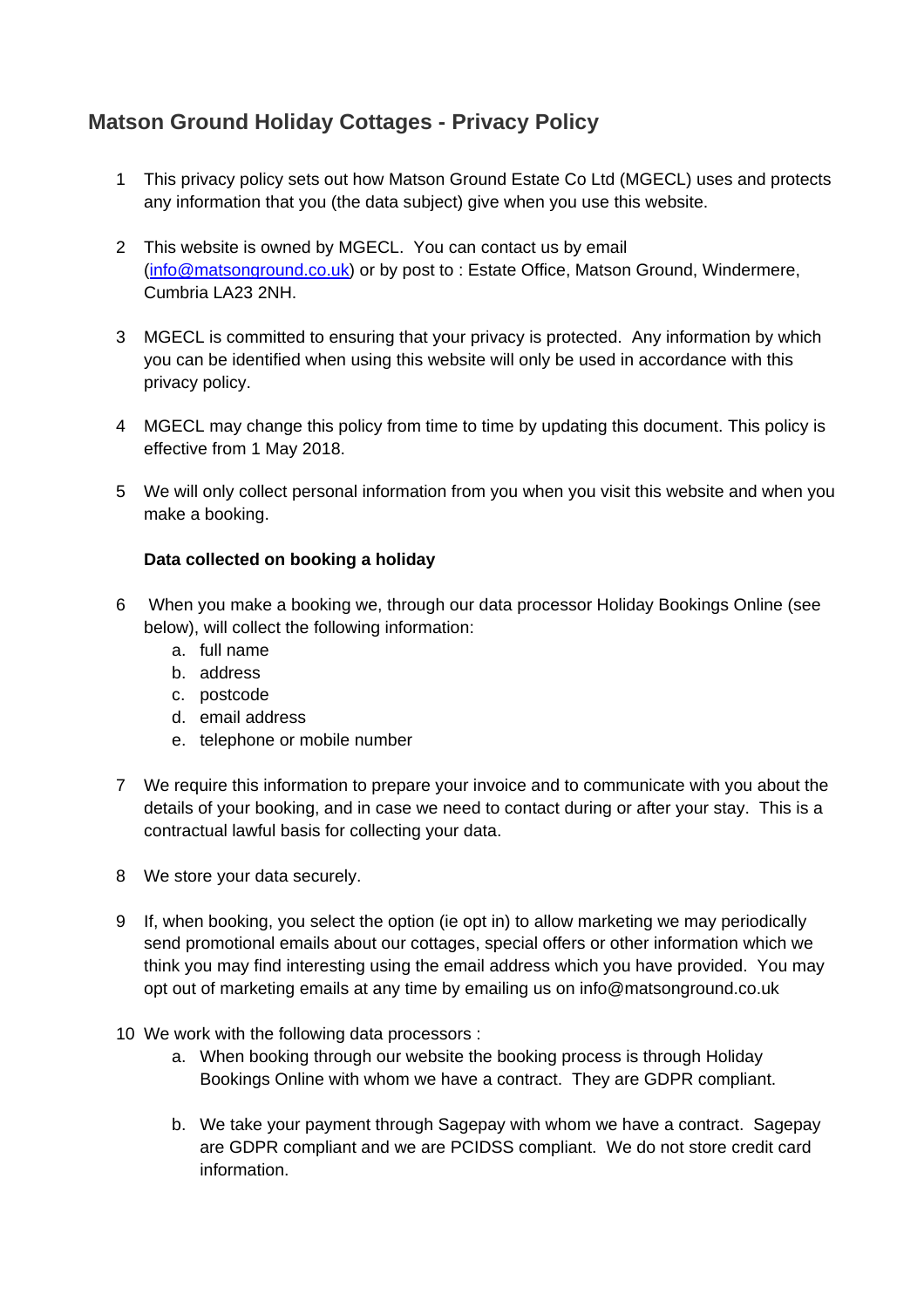# Matson Ground Holiday Cottages - Privacy Policy

1. This privacy policy sets out how Matson Ground Estate Co Ltd (MGECL) uses and protects any information that you (the data subject) give when you use this website.

2. This website is owned by MGECL. You can contact us by email ([info@matsonground.co.uk](mailto:info@matsonground.co.uk)) or by post to : Estate Office, Matson Ground, Windermere, Cumbria LA23 2NH.

3. MGECL is committed to ensuring that your privacy is protected. Any information by which you can be identified when using this website will only be used in accordance with this privacy policy.

4. MGECL may change this policy from time to time by updating this document. This policy is effective from 1 May 2018.

5. We will only collect personal information from you when you visit this website and when you make a booking.

   **Data collected on booking a holiday**

6. When you make a booking we, through our data processor Holiday Bookings Online (see below), will collect the following information:
   a. full name
   b. address
   c. postcode
   d. email address
   e. telephone or mobile number

7. We require this information to prepare your invoice and to communicate with you about the details of your booking, and in case we need to contact during or after your stay. This is a contractual lawful basis for collecting your data.

8. We store your data securely.

9. If, when booking, you select the option (ie opt in) to allow marketing we may periodically send promotional emails about our cottages, special offers or other information which we think you may find interesting using the email address which you have provided. You may opt out of marketing emails at any time by emailing us on info@matsonground.co.uk

10. We work with the following data processors :
    a. When booking through our website the booking process is through Holiday Bookings Online with whom we have a contract. They are GDPR compliant.

    b. We take your payment through Sagepay with whom we have a contract. Sagepay are GDPR compliant and we are PCIDSS compliant. We do not store credit card information.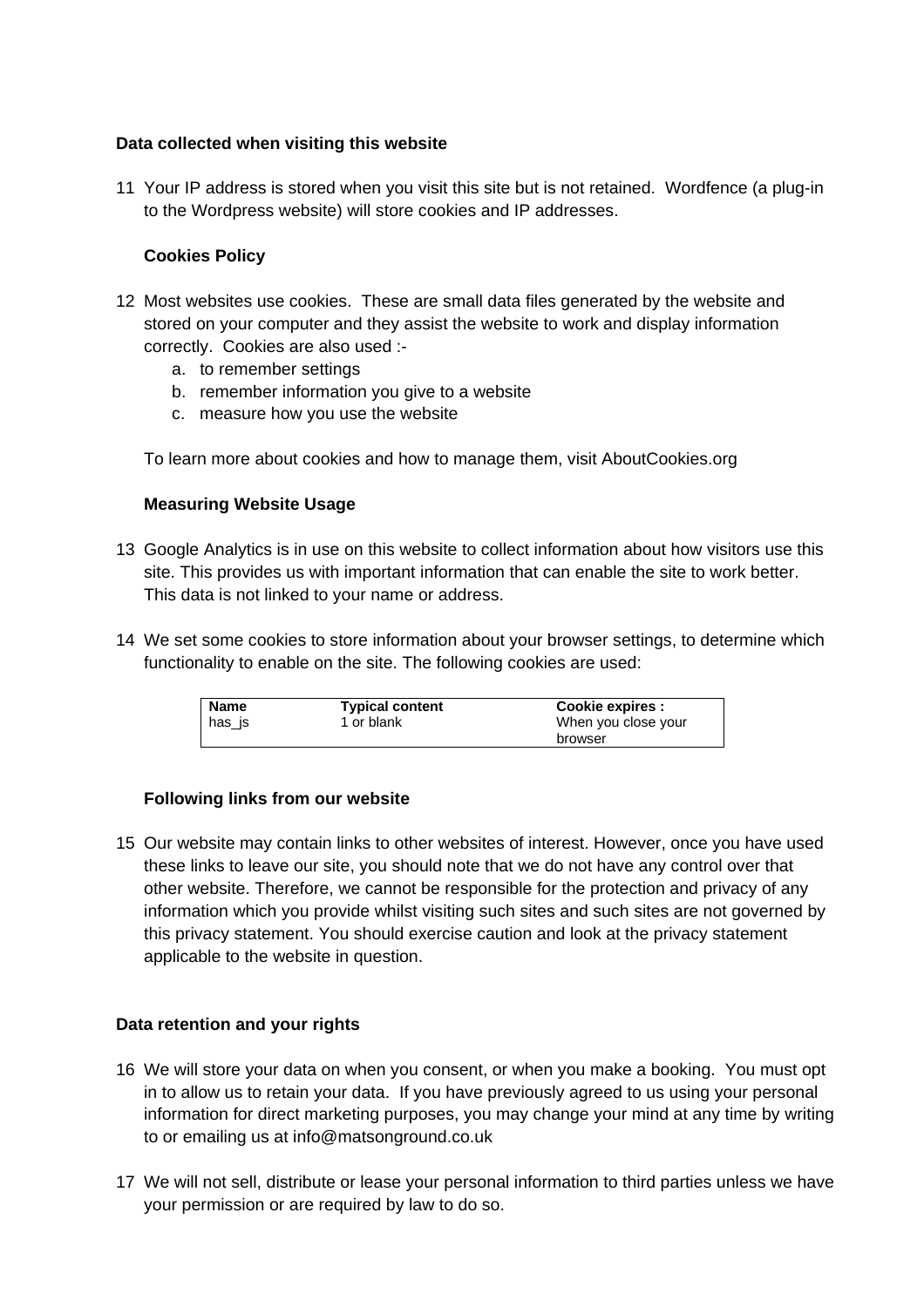**Data collected when visiting this website**

11 Your IP address is stored when you visit this site but is not retained. Wordfence (a plug-in to the Wordpress website) will store cookies and IP addresses.

**Cookies Policy**

12 Most websites use cookies. These are small data files generated by the website and stored on your computer and they assist the website to work and display information correctly. Cookies are also used :-

   a. to remember settings
   b. remember information you give to a website
   c. measure how you use the website

   To learn more about cookies and how to manage them, visit AboutCookies.org

**Measuring Website Usage**

13 Google Analytics is in use on this website to collect information about how visitors use this site. This provides us with important information that can enable the site to work better. This data is not linked to your name or address.

14 We set some cookies to store information about your browser settings, to determine which functionality to enable on the site. The following cookies are used:

| Name | Typical content | Cookie expires : |
|---|---|---|
| has_js | 1 or blank | When you close your browser |

**Following links from our website**

15 Our website may contain links to other websites of interest. However, once you have used these links to leave our site, you should note that we do not have any control over that other website. Therefore, we cannot be responsible for the protection and privacy of any information which you provide whilst visiting such sites and such sites are not governed by this privacy statement. You should exercise caution and look at the privacy statement applicable to the website in question.

**Data retention and your rights**

16 We will store your data on when you consent, or when you make a booking. You must opt in to allow us to retain your data. If you have previously agreed to us using your personal information for direct marketing purposes, you may change your mind at any time by writing to or emailing us at info@matsonground.co.uk

17 We will not sell, distribute or lease your personal information to third parties unless we have your permission or are required by law to do so.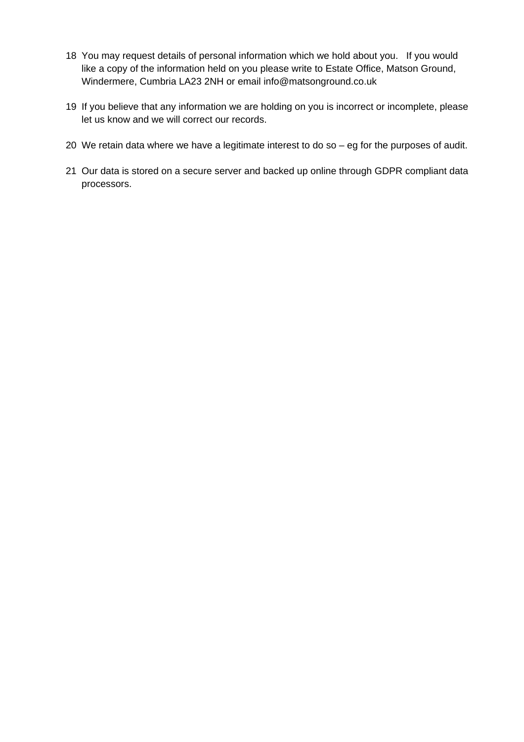18. You may request details of personal information which we hold about you. If you would like a copy of the information held on you please write to Estate Office, Matson Ground, Windermere, Cumbria LA23 2NH or email info@matsonground.co.uk

19. If you believe that any information we are holding on you is incorrect or incomplete, please let us know and we will correct our records.

20. We retain data where we have a legitimate interest to do so – eg for the purposes of audit.

21. Our data is stored on a secure server and backed up online through GDPR compliant data processors.